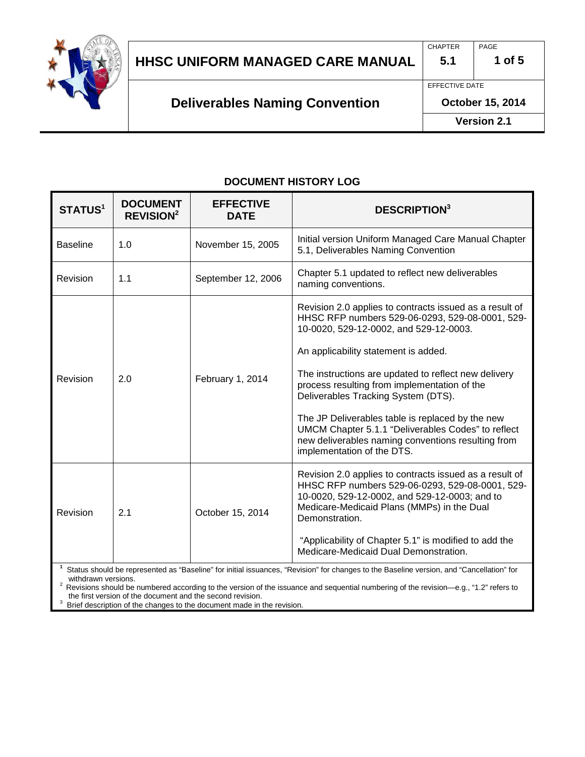# HHSC UNIFORM MANAGED CARE MANUAL

| CHAPTER | PAGE |
|---|---|
| 5.1 | 1 of 5 |

## Deliverables Naming Convention

EFFECTIVE DATE: **October 15, 2014**

**Version 2.1**

### DOCUMENT HISTORY LOG

| STATUS[1] | DOCUMENT REVISION[2] | EFFECTIVE DATE | DESCRIPTION[3] |
|---|---|---|---|
| Baseline | 1.0 | November 15, 2005 | Initial version Uniform Managed Care Manual Chapter 5.1, Deliverables Naming Convention |
| Revision | 1.1 | September 12, 2006 | Chapter 5.1 updated to reflect new deliverables naming conventions. |
| Revision | 2.0 | February 1, 2014 | Revision 2.0 applies to contracts issued as a result of HHSC RFP numbers 529-06-0293, 529-08-0001, 529-10-0020, 529-12-0002, and 529-12-0003.<br><br>An applicability statement is added.<br><br>The instructions are updated to reflect new delivery process resulting from implementation of the Deliverables Tracking System (DTS).<br><br>The JP Deliverables table is replaced by the new UMCM Chapter 5.1.1 "Deliverables Codes" to reflect new deliverables naming conventions resulting from implementation of the DTS. |
| Revision | 2.1 | October 15, 2014 | Revision 2.0 applies to contracts issued as a result of HHSC RFP numbers 529-06-0293, 529-08-0001, 529-10-0020, 529-12-0002, and 529-12-0003; and to Medicare-Medicaid Plans (MMPs) in the Dual Demonstration.<br><br>"Applicability of Chapter 5.1" is modified to add the Medicare-Medicaid Dual Demonstration. |

[1] Status should be represented as "Baseline" for initial issuances, "Revision" for changes to the Baseline version, and "Cancellation" for withdrawn versions.

[2] Revisions should be numbered according to the version of the issuance and sequential numbering of the revision—e.g., "1.2" refers to the first version of the document and the second revision.

[3] Brief description of the changes to the document made in the revision.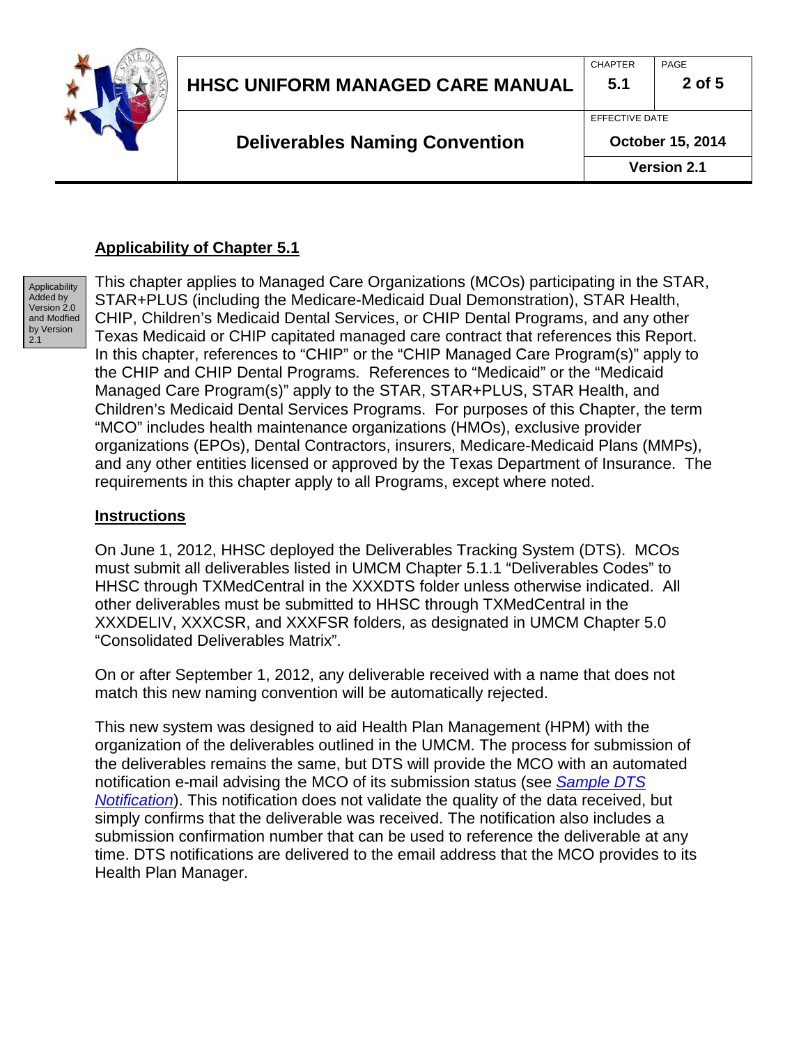## Applicability of Chapter 5.1

Applicability Added by Version 2.0 and Modfied by Version 2.1

This chapter applies to Managed Care Organizations (MCOs) participating in the STAR, STAR+PLUS (including the Medicare-Medicaid Dual Demonstration), STAR Health, CHIP, Children's Medicaid Dental Services, or CHIP Dental Programs, and any other Texas Medicaid or CHIP capitated managed care contract that references this Report. In this chapter, references to "CHIP" or the "CHIP Managed Care Program(s)" apply to the CHIP and CHIP Dental Programs. References to "Medicaid" or the "Medicaid Managed Care Program(s)" apply to the STAR, STAR+PLUS, STAR Health, and Children's Medicaid Dental Services Programs. For purposes of this Chapter, the term "MCO" includes health maintenance organizations (HMOs), exclusive provider organizations (EPOs), Dental Contractors, insurers, Medicare-Medicaid Plans (MMPs), and any other entities licensed or approved by the Texas Department of Insurance. The requirements in this chapter apply to all Programs, except where noted.

## Instructions

On June 1, 2012, HHSC deployed the Deliverables Tracking System (DTS). MCOs must submit all deliverables listed in UMCM Chapter 5.1.1 "Deliverables Codes" to HHSC through TXMedCentral in the XXXDTS folder unless otherwise indicated. All other deliverables must be submitted to HHSC through TXMedCentral in the XXXDELIV, XXXCSR, and XXXFSR folders, as designated in UMCM Chapter 5.0 "Consolidated Deliverables Matrix".

On or after September 1, 2012, any deliverable received with a name that does not match this new naming convention will be automatically rejected.

This new system was designed to aid Health Plan Management (HPM) with the organization of the deliverables outlined in the UMCM. The process for submission of the deliverables remains the same, but DTS will provide the MCO with an automated notification e-mail advising the MCO of its submission status (see *Sample DTS Notification*). This notification does not validate the quality of the data received, but simply confirms that the deliverable was received. The notification also includes a submission confirmation number that can be used to reference the deliverable at any time. DTS notifications are delivered to the email address that the MCO provides to its Health Plan Manager.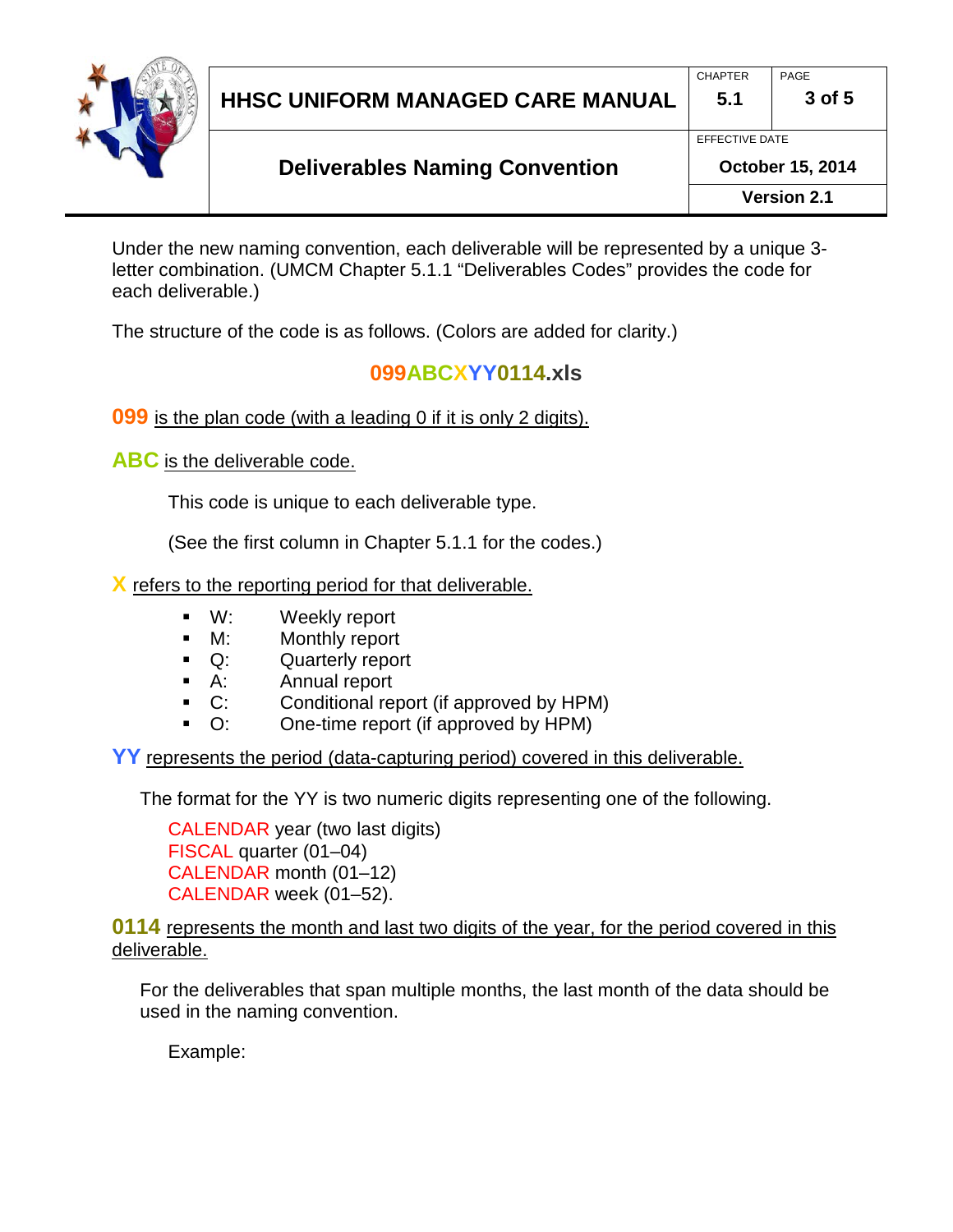Under the new naming convention, each deliverable will be represented by a unique 3-letter combination. (UMCM Chapter 5.1.1 “Deliverables Codes” provides the code for each deliverable.)

The structure of the code is as follows. (Colors are added for clarity.)

**099ABCXYY0114.xls**

**099** is the plan code (with a leading 0 if it is only 2 digits).

**ABC** is the deliverable code.

This code is unique to each deliverable type.

(See the first column in Chapter 5.1.1 for the codes.)

**X** refers to the reporting period for that deliverable.

- W: Weekly report
- M: Monthly report
- Q: Quarterly report
- A: Annual report
- C: Conditional report (if approved by HPM)
- O: One-time report (if approved by HPM)

**YY** represents the period (data-capturing period) covered in this deliverable.

The format for the YY is two numeric digits representing one of the following.

CALENDAR year (two last digits)
FISCAL quarter (01–04)
CALENDAR month (01–12)
CALENDAR week (01–52).

**0114** represents the month and last two digits of the year, for the period covered in this deliverable.

For the deliverables that span multiple months, the last month of the data should be used in the naming convention.

Example: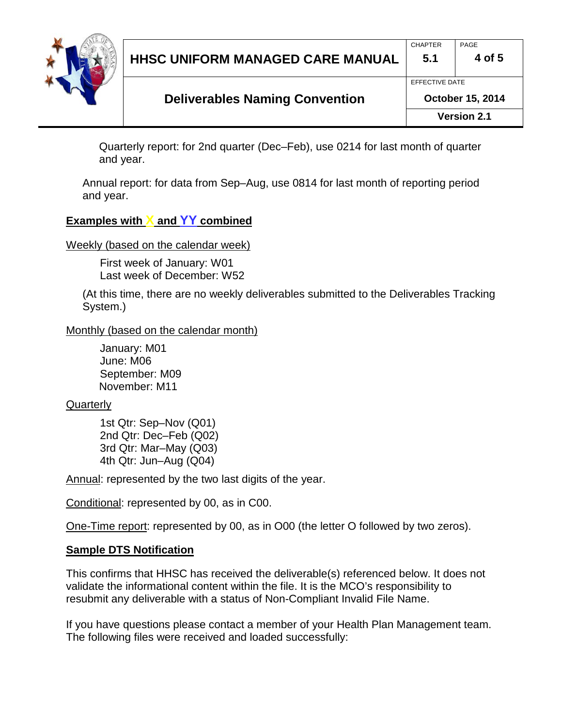Quarterly report: for 2nd quarter (Dec–Feb), use 0214 for last month of quarter and year.

Annual report: for data from Sep–Aug, use 0814 for last month of reporting period and year.

## Examples with X and YY combined

Weekly (based on the calendar week)

First week of January: W01
Last week of December: W52

(At this time, there are no weekly deliverables submitted to the Deliverables Tracking System.)

Monthly (based on the calendar month)

January: M01
June: M06
September: M09
November: M11

Quarterly

1st Qtr: Sep–Nov (Q01)
2nd Qtr: Dec–Feb (Q02)
3rd Qtr: Mar–May (Q03)
4th Qtr: Jun–Aug (Q04)

Annual: represented by the two last digits of the year.

Conditional: represented by 00, as in C00.

One-Time report: represented by 00, as in O00 (the letter O followed by two zeros).

## Sample DTS Notification

This confirms that HHSC has received the deliverable(s) referenced below. It does not validate the informational content within the file. It is the MCO's responsibility to resubmit any deliverable with a status of Non-Compliant Invalid File Name.

If you have questions please contact a member of your Health Plan Management team. The following files were received and loaded successfully: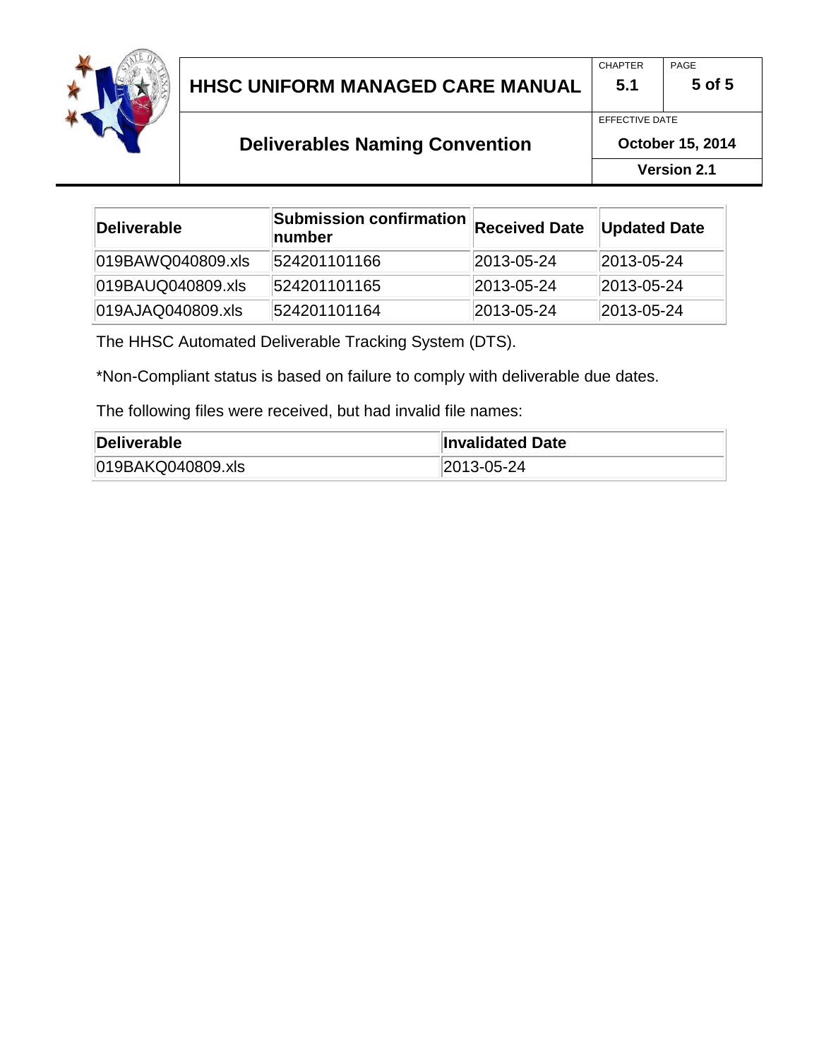| Deliverable | Submission confirmation number | Received Date | Updated Date |
| --- | --- | --- | --- |
| 019BAWQ040809.xls | 524201101166 | 2013-05-24 | 2013-05-24 |
| 019BAUQ040809.xls | 524201101165 | 2013-05-24 | 2013-05-24 |
| 019AJAQ040809.xls | 524201101164 | 2013-05-24 | 2013-05-24 |

The HHSC Automated Deliverable Tracking System (DTS).

*Non-Compliant status is based on failure to comply with deliverable due dates.

The following files were received, but had invalid file names:

| Deliverable | Invalidated Date |
| --- | --- |
| 019BAKQ040809.xls | 2013-05-24 |